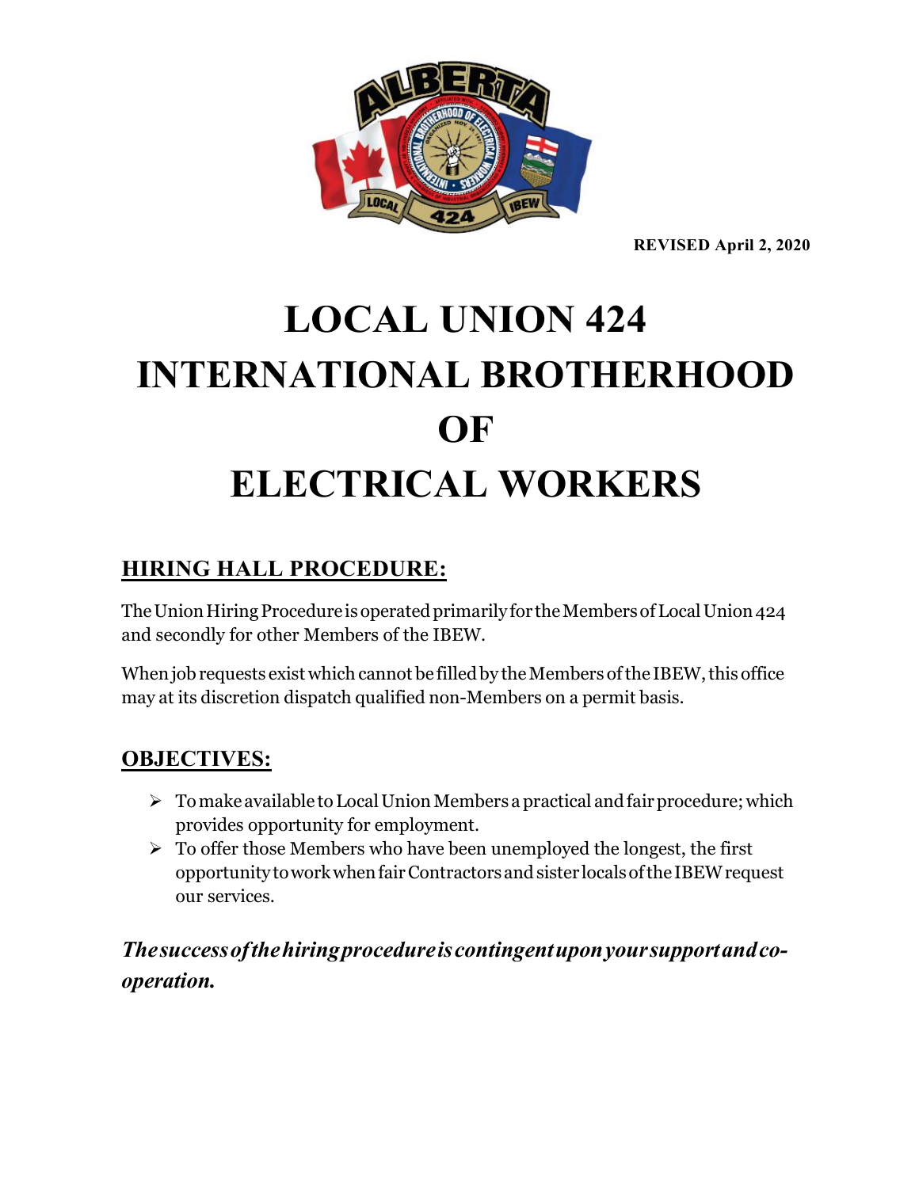**REVISED April 2, 2020**

# LOCAL UNION 424 INTERNATIONAL BROTHERHOOD OF ELECTRICAL WORKERS

## HIRING HALL PROCEDURE:

The Union Hiring Procedure is operated primarily for the Members of Local Union 424 and secondly for other Members of the IBEW.

When job requests exist which cannot be filled by the Members of the IBEW, this office may at its discretion dispatch qualified non-Members on a permit basis.

## OBJECTIVES:

- To make available to Local Union Members a practical and fair procedure; which provides opportunity for employment.
- To offer those Members who have been unemployed the longest, the first opportunity to work when fair Contractors and sister locals of the IBEW request our services.

***The success of the hiring procedure is contingent upon your support and co-operation.***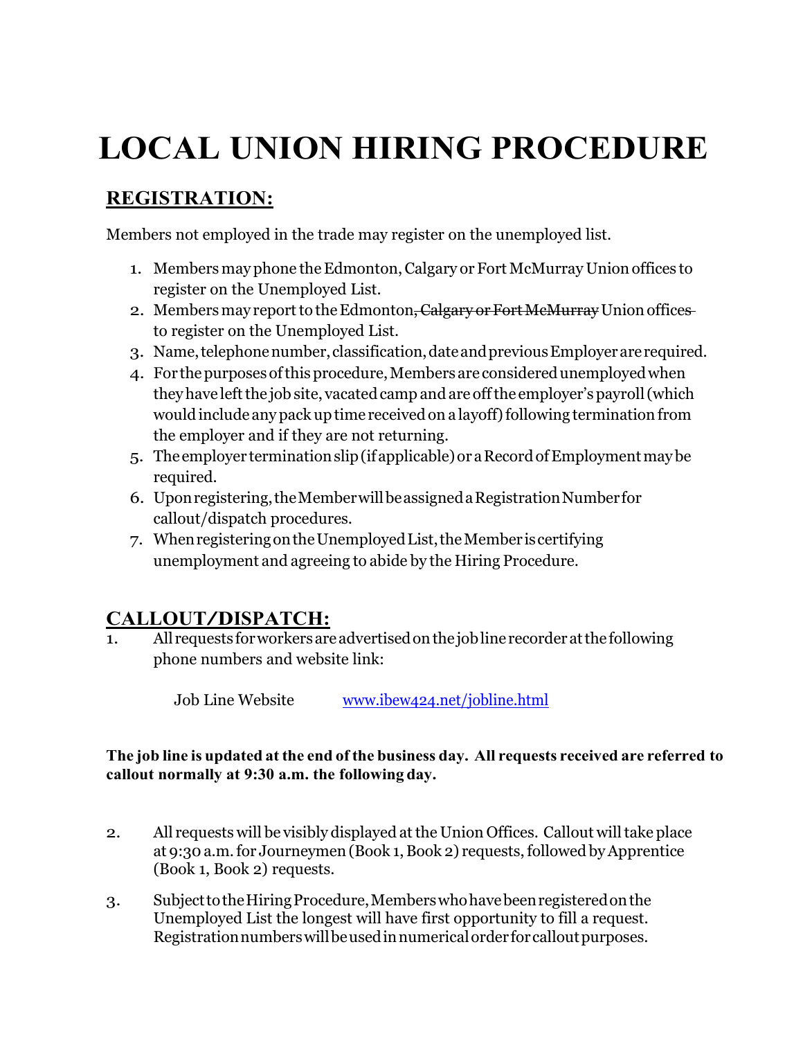# LOCAL UNION HIRING PROCEDURE

## REGISTRATION:

Members not employed in the trade may register on the unemployed list.

1. Members may phone the Edmonton, Calgary or Fort McMurray Union offices to register on the Unemployed List.
2. Members may report to the Edmonton~~, Calgary or Fort McMurray~~ Union offices to register on the Unemployed List.
3. Name, telephone number, classification, date and previous Employer are required.
4. For the purposes of this procedure, Members are considered unemployed when they have left the job site, vacated camp and are off the employer's payroll (which would include any pack up time received on a layoff) following termination from the employer and if they are not returning.
5. The employer termination slip (if applicable) or a Record of Employment may be required.
6. Upon registering, the Member will be assigned a Registration Number for callout/dispatch procedures.
7. When registering on the Unemployed List, the Member is certifying unemployment and agreeing to abide by the Hiring Procedure.

## CALLOUT/DISPATCH:

1. All requests for workers are advertised on the job line recorder at the following phone numbers and website link:

   Job Line Website     www.ibew424.net/jobline.html

**The job line is updated at the end of the business day. All requests received are referred to callout normally at 9:30 a.m. the following day.**

2. All requests will be visibly displayed at the Union Offices. Callout will take place at 9:30 a.m. for Journeymen (Book 1, Book 2) requests, followed by Apprentice (Book 1, Book 2) requests.

3. Subject to the Hiring Procedure, Members who have been registered on the Unemployed List the longest will have first opportunity to fill a request. Registration numbers will be used in numerical order for callout purposes.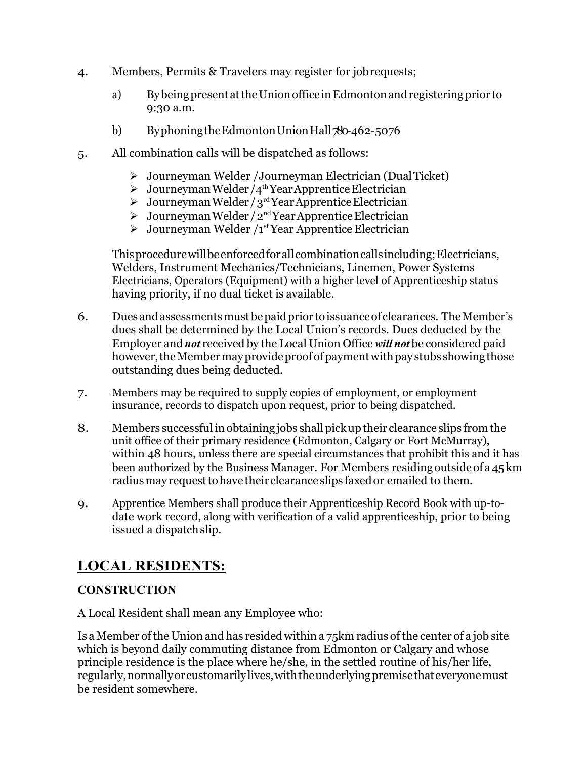4. Members, Permits & Travelers may register for job requests;

   a) By being present at the Union office in Edmonton and registering prior to 9:30 a.m.

   b) By phoning the Edmonton Union Hall 780-462-5076

5. All combination calls will be dispatched as follows:

   - Journeyman Welder /Journeyman Electrician (Dual Ticket)
   - Journeyman Welder /4th Year Apprentice Electrician
   - Journeyman Welder / 3rd Year Apprentice Electrician
   - Journeyman Welder / 2nd Year Apprentice Electrician
   - Journeyman Welder /1st Year Apprentice Electrician

   This procedure will be enforced for all combination calls including; Electricians, Welders, Instrument Mechanics/Technicians, Linemen, Power Systems Electricians, Operators (Equipment) with a higher level of Apprenticeship status having priority, if no dual ticket is available.

6. Dues and assessments must be paid prior to issuance of clearances. The Member's dues shall be determined by the Local Union's records. Dues deducted by the Employer and ***not*** received by the Local Union Office ***will not*** be considered paid however, the Member may provide proof of payment with pay stubs showing those outstanding dues being deducted.

7. Members may be required to supply copies of employment, or employment insurance, records to dispatch upon request, prior to being dispatched.

8. Members successful in obtaining jobs shall pick up their clearance slips from the unit office of their primary residence (Edmonton, Calgary or Fort McMurray), within 48 hours, unless there are special circumstances that prohibit this and it has been authorized by the Business Manager. For Members residing outside of a 45 km radius may request to have their clearance slips faxed or emailed to them.

9. Apprentice Members shall produce their Apprenticeship Record Book with up-to-date work record, along with verification of a valid apprenticeship, prior to being issued a dispatch slip.

## LOCAL RESIDENTS:

### CONSTRUCTION

A Local Resident shall mean any Employee who:

Is a Member of the Union and has resided within a 75km radius of the center of a job site which is beyond daily commuting distance from Edmonton or Calgary and whose principle residence is the place where he/she, in the settled routine of his/her life, regularly, normally or customarily lives, with the underlying premise that everyone must be resident somewhere.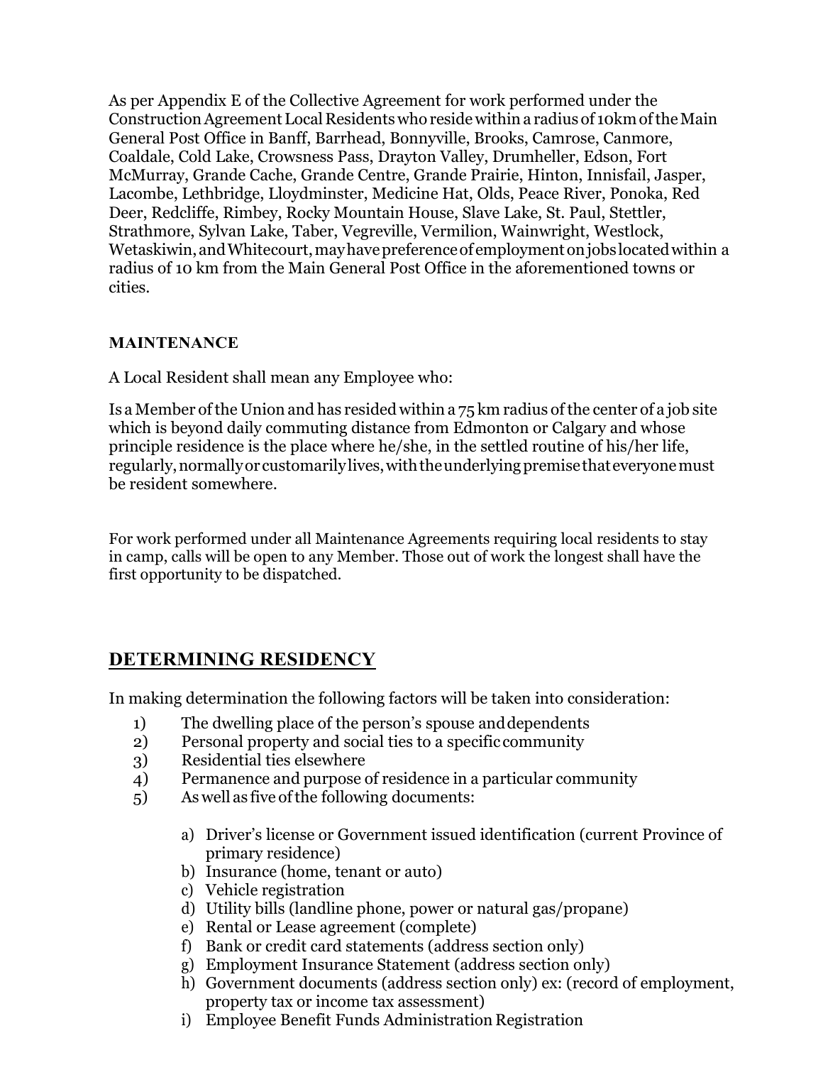As per Appendix E of the Collective Agreement for work performed under the Construction Agreement Local Residents who reside within a radius of 10km of the Main General Post Office in Banff, Barrhead, Bonnyville, Brooks, Camrose, Canmore, Coaldale, Cold Lake, Crowsness Pass, Drayton Valley, Drumheller, Edson, Fort McMurray, Grande Cache, Grande Centre, Grande Prairie, Hinton, Innisfail, Jasper, Lacombe, Lethbridge, Lloydminster, Medicine Hat, Olds, Peace River, Ponoka, Red Deer, Redcliffe, Rimbey, Rocky Mountain House, Slave Lake, St. Paul, Stettler, Strathmore, Sylvan Lake, Taber, Vegreville, Vermilion, Wainwright, Westlock, Wetaskiwin, and Whitecourt, may have preference of employment on jobs located within a radius of 10 km from the Main General Post Office in the aforementioned towns or cities.

**MAINTENANCE**

A Local Resident shall mean any Employee who:

Is a Member of the Union and has resided within a 75 km radius of the center of a job site which is beyond daily commuting distance from Edmonton or Calgary and whose principle residence is the place where he/she, in the settled routine of his/her life, regularly, normally or customarily lives, with the underlying premise that everyone must be resident somewhere.

For work performed under all Maintenance Agreements requiring local residents to stay in camp, calls will be open to any Member. Those out of work the longest shall have the first opportunity to be dispatched.

## DETERMINING RESIDENCY

In making determination the following factors will be taken into consideration:

1) The dwelling place of the person's spouse and dependents
2) Personal property and social ties to a specific community
3) Residential ties elsewhere
4) Permanence and purpose of residence in a particular community
5) As well as five of the following documents:

    a) Driver's license or Government issued identification (current Province of primary residence)
    b) Insurance (home, tenant or auto)
    c) Vehicle registration
    d) Utility bills (landline phone, power or natural gas/propane)
    e) Rental or Lease agreement (complete)
    f) Bank or credit card statements (address section only)
    g) Employment Insurance Statement (address section only)
    h) Government documents (address section only) ex: (record of employment, property tax or income tax assessment)
    i) Employee Benefit Funds Administration Registration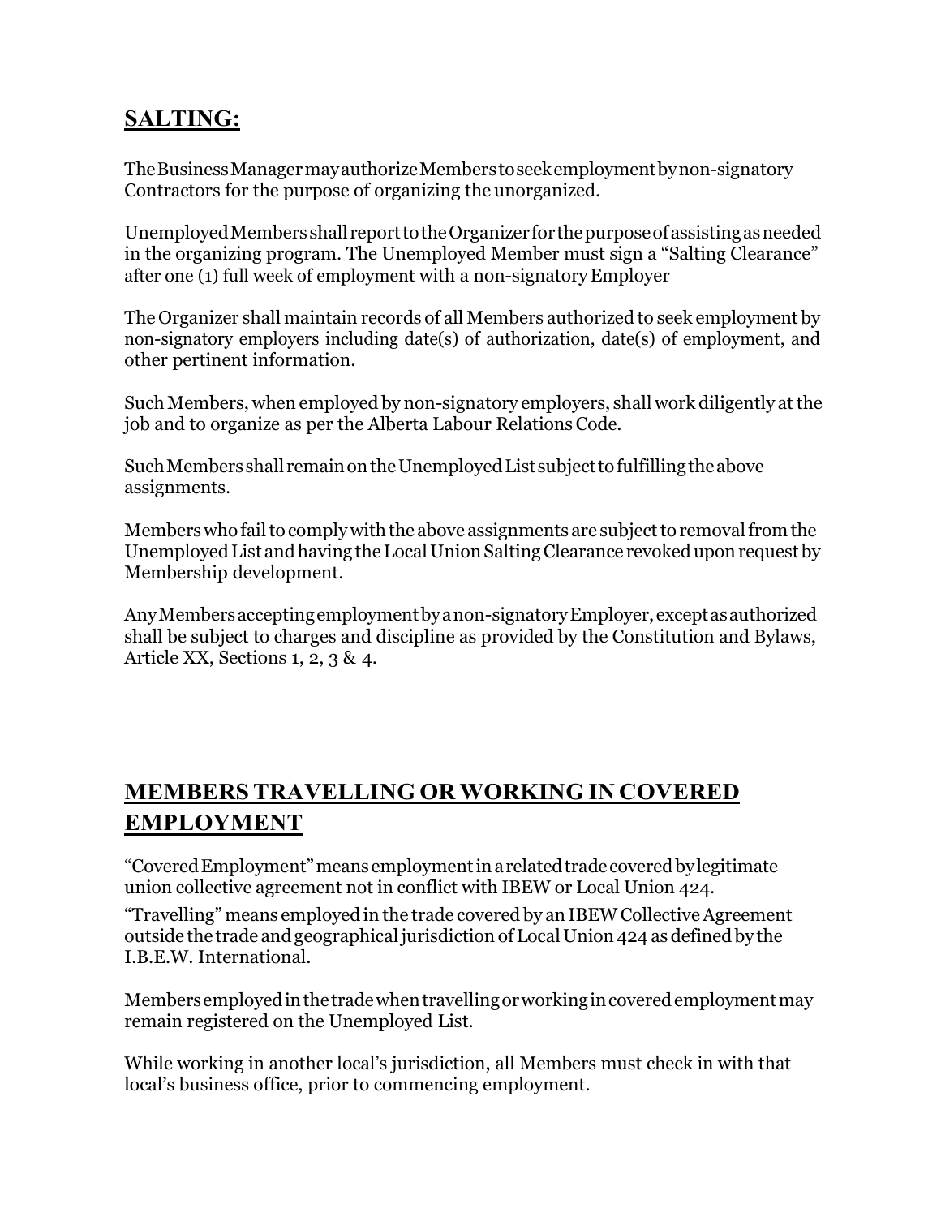## SALTING:

The Business Manager may authorize Members to seek employment by non-signatory Contractors for the purpose of organizing the unorganized.

Unemployed Members shall report to the Organizer for the purpose of assisting as needed in the organizing program. The Unemployed Member must sign a "Salting Clearance" after one (1) full week of employment with a non-signatory Employer

The Organizer shall maintain records of all Members authorized to seek employment by non-signatory employers including date(s) of authorization, date(s) of employment, and other pertinent information.

Such Members, when employed by non-signatory employers, shall work diligently at the job and to organize as per the Alberta Labour Relations Code.

Such Members shall remain on the Unemployed List subject to fulfilling the above assignments.

Members who fail to comply with the above assignments are subject to removal from the Unemployed List and having the Local Union Salting Clearance revoked upon request by Membership development.

Any Members accepting employment by a non-signatory Employer, except as authorized shall be subject to charges and discipline as provided by the Constitution and Bylaws, Article XX, Sections 1, 2, 3 & 4.

## MEMBERS TRAVELLING OR WORKING IN COVERED EMPLOYMENT

"Covered Employment" means employment in a related trade covered by legitimate union collective agreement not in conflict with IBEW or Local Union 424.

"Travelling" means employed in the trade covered by an IBEW Collective Agreement outside the trade and geographical jurisdiction of Local Union 424 as defined by the I.B.E.W. International.

Members employed in the trade when travelling or working in covered employment may remain registered on the Unemployed List.

While working in another local's jurisdiction, all Members must check in with that local's business office, prior to commencing employment.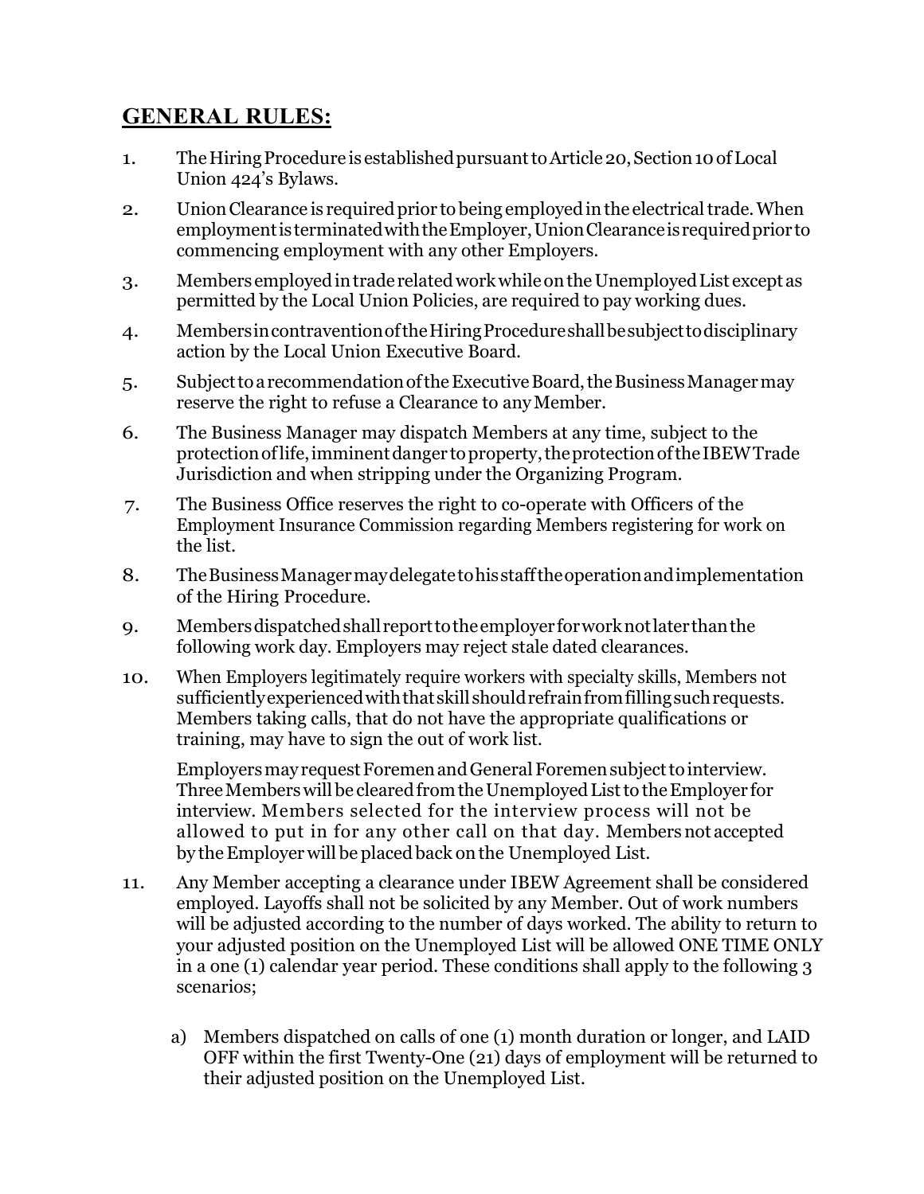## GENERAL RULES:

1. The Hiring Procedure is established pursuant to Article 20, Section 10 of Local Union 424's Bylaws.

2. Union Clearance is required prior to being employed in the electrical trade. When employment is terminated with the Employer, Union Clearance is required prior to commencing employment with any other Employers.

3. Members employed in trade related work while on the Unemployed List except as permitted by the Local Union Policies, are required to pay working dues.

4. Members in contravention of the Hiring Procedure shall be subject to disciplinary action by the Local Union Executive Board.

5. Subject to a recommendation of the Executive Board, the Business Manager may reserve the right to refuse a Clearance to any Member.

6. The Business Manager may dispatch Members at any time, subject to the protection of life, imminent danger to property, the protection of the IBEW Trade Jurisdiction and when stripping under the Organizing Program.

7. The Business Office reserves the right to co-operate with Officers of the Employment Insurance Commission regarding Members registering for work on the list.

8. The Business Manager may delegate to his staff the operation and implementation of the Hiring Procedure.

9. Members dispatched shall report to the employer for work not later than the following work day. Employers may reject stale dated clearances.

10. When Employers legitimately require workers with specialty skills, Members not sufficiently experienced with that skill should refrain from filling such requests. Members taking calls, that do not have the appropriate qualifications or training, may have to sign the out of work list.

    Employers may request Foremen and General Foremen subject to interview. Three Members will be cleared from the Unemployed List to the Employer for interview. Members selected for the interview process will not be allowed to put in for any other call on that day. Members not accepted by the Employer will be placed back on the Unemployed List.

11. Any Member accepting a clearance under IBEW Agreement shall be considered employed. Layoffs shall not be solicited by any Member. Out of work numbers will be adjusted according to the number of days worked. The ability to return to your adjusted position on the Unemployed List will be allowed ONE TIME ONLY in a one (1) calendar year period. These conditions shall apply to the following 3 scenarios;

    a) Members dispatched on calls of one (1) month duration or longer, and LAID OFF within the first Twenty-One (21) days of employment will be returned to their adjusted position on the Unemployed List.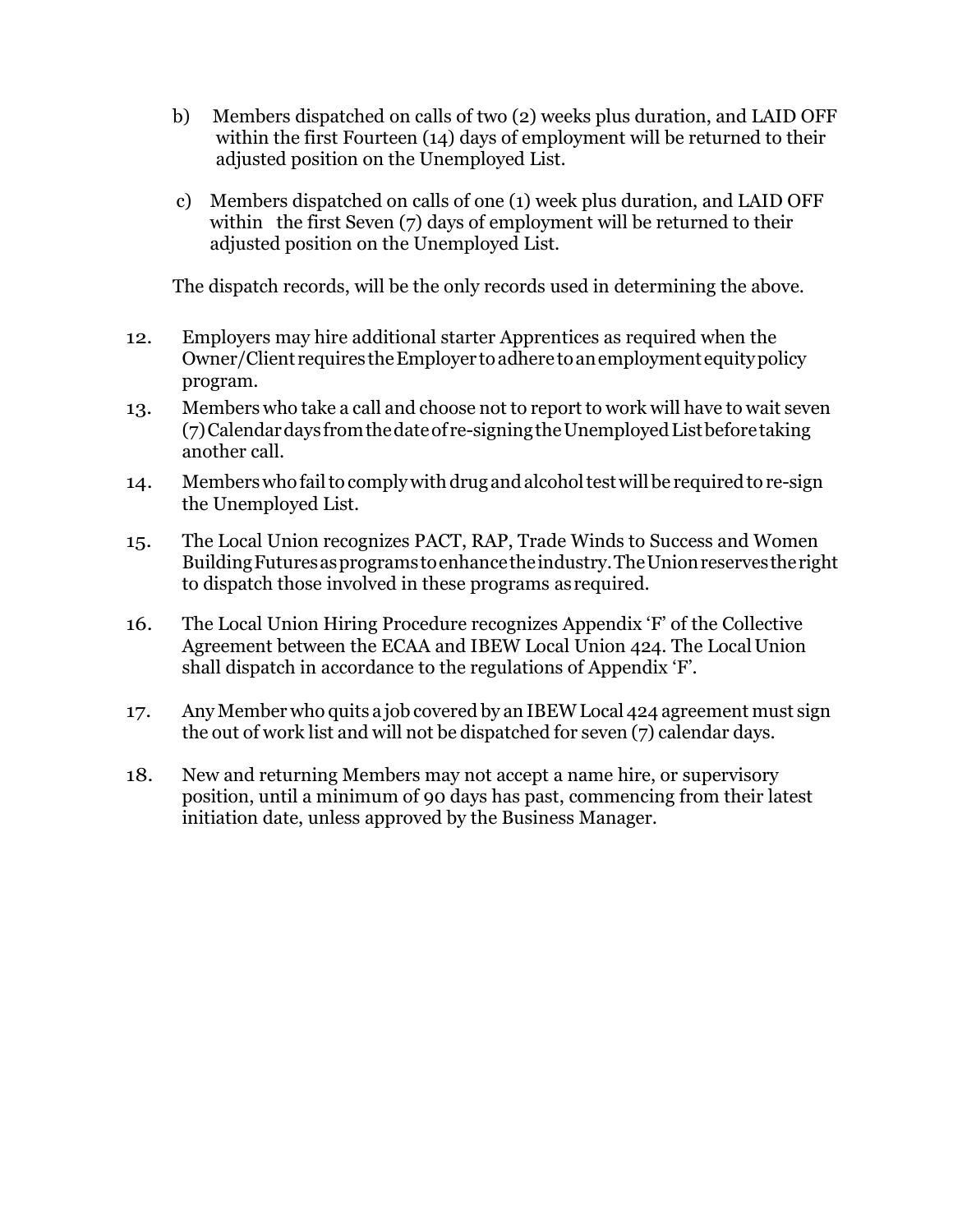b) Members dispatched on calls of two (2) weeks plus duration, and LAID OFF within the first Fourteen (14) days of employment will be returned to their adjusted position on the Unemployed List.

c) Members dispatched on calls of one (1) week plus duration, and LAID OFF within the first Seven (7) days of employment will be returned to their adjusted position on the Unemployed List.

The dispatch records, will be the only records used in determining the above.

12. Employers may hire additional starter Apprentices as required when the Owner/Client requires the Employer to adhere to an employment equity policy program.

13. Members who take a call and choose not to report to work will have to wait seven (7) Calendar days from the date of re-signing the Unemployed List before taking another call.

14. Members who fail to comply with drug and alcohol test will be required to re-sign the Unemployed List.

15. The Local Union recognizes PACT, RAP, Trade Winds to Success and Women Building Futures as programs to enhance the industry. The Union reserves the right to dispatch those involved in these programs as required.

16. The Local Union Hiring Procedure recognizes Appendix 'F' of the Collective Agreement between the ECAA and IBEW Local Union 424. The Local Union shall dispatch in accordance to the regulations of Appendix 'F'.

17. Any Member who quits a job covered by an IBEW Local 424 agreement must sign the out of work list and will not be dispatched for seven (7) calendar days.

18. New and returning Members may not accept a name hire, or supervisory position, until a minimum of 90 days has past, commencing from their latest initiation date, unless approved by the Business Manager.